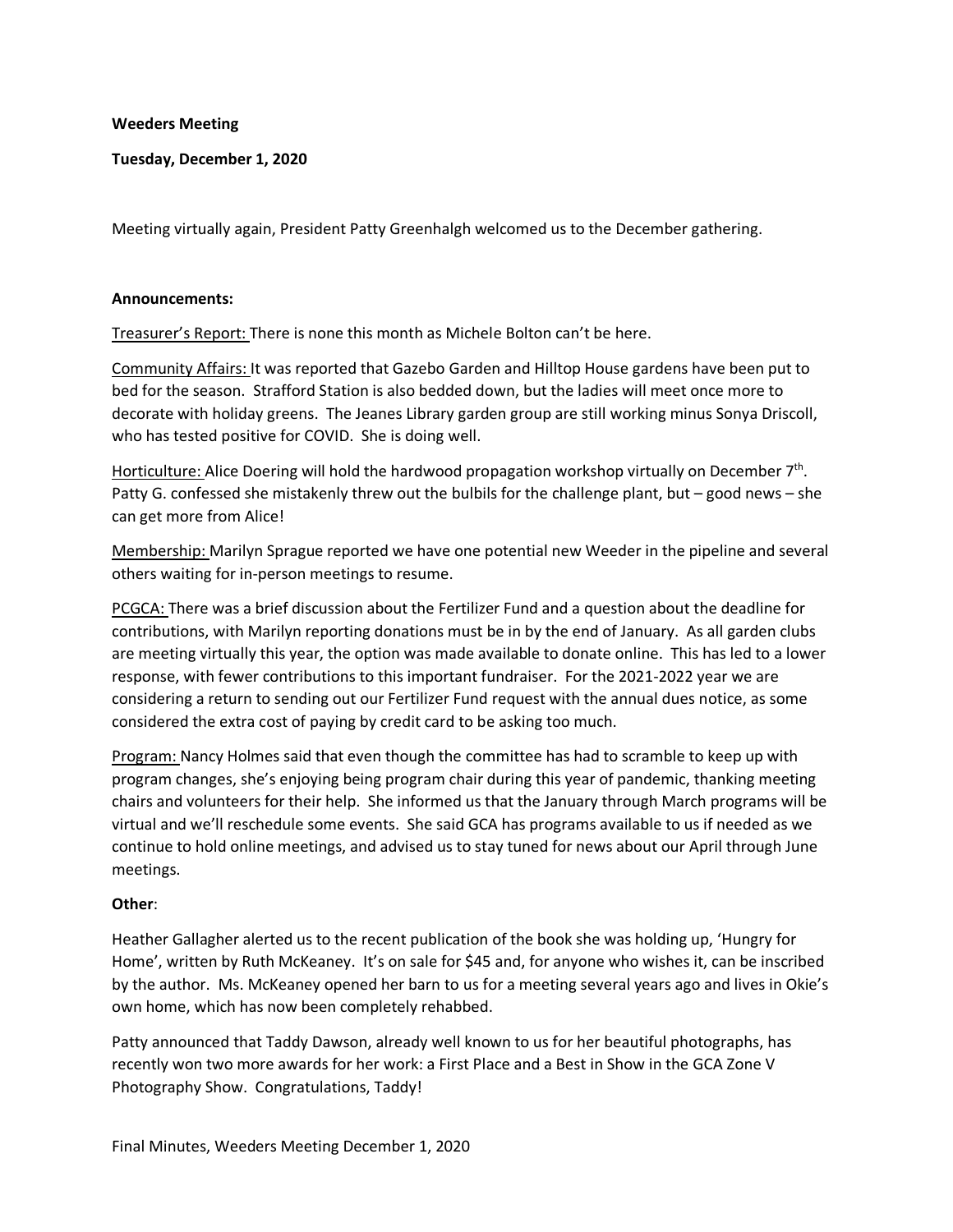**Weeders Meeting**

**Tuesday, December 1, 2020**

Meeting virtually again, President Patty Greenhalgh welcomed us to the December gathering.

**Announcements:**

Treasurer's Report: There is none this month as Michele Bolton can't be here.

Community Affairs: It was reported that Gazebo Garden and Hilltop House gardens have been put to bed for the season. Strafford Station is also bedded down, but the ladies will meet once more to decorate with holiday greens. The Jeanes Library garden group are still working minus Sonya Driscoll, who has tested positive for COVID. She is doing well.

Horticulture: Alice Doering will hold the hardwood propagation workshop virtually on December 7th. Patty G. confessed she mistakenly threw out the bulbils for the challenge plant, but – good news – she can get more from Alice!

Membership: Marilyn Sprague reported we have one potential new Weeder in the pipeline and several others waiting for in-person meetings to resume.

PCGCA: There was a brief discussion about the Fertilizer Fund and a question about the deadline for contributions, with Marilyn reporting donations must be in by the end of January. As all garden clubs are meeting virtually this year, the option was made available to donate online. This has led to a lower response, with fewer contributions to this important fundraiser. For the 2021-2022 year we are considering a return to sending out our Fertilizer Fund request with the annual dues notice, as some considered the extra cost of paying by credit card to be asking too much.

Program: Nancy Holmes said that even though the committee has had to scramble to keep up with program changes, she's enjoying being program chair during this year of pandemic, thanking meeting chairs and volunteers for their help. She informed us that the January through March programs will be virtual and we'll reschedule some events. She said GCA has programs available to us if needed as we continue to hold online meetings, and advised us to stay tuned for news about our April through June meetings.

**Other**:

Heather Gallagher alerted us to the recent publication of the book she was holding up, 'Hungry for Home', written by Ruth McKeaney. It's on sale for $45 and, for anyone who wishes it, can be inscribed by the author. Ms. McKeaney opened her barn to us for a meeting several years ago and lives in Okie's own home, which has now been completely rehabbed.

Patty announced that Taddy Dawson, already well known to us for her beautiful photographs, has recently won two more awards for her work: a First Place and a Best in Show in the GCA Zone V Photography Show. Congratulations, Taddy!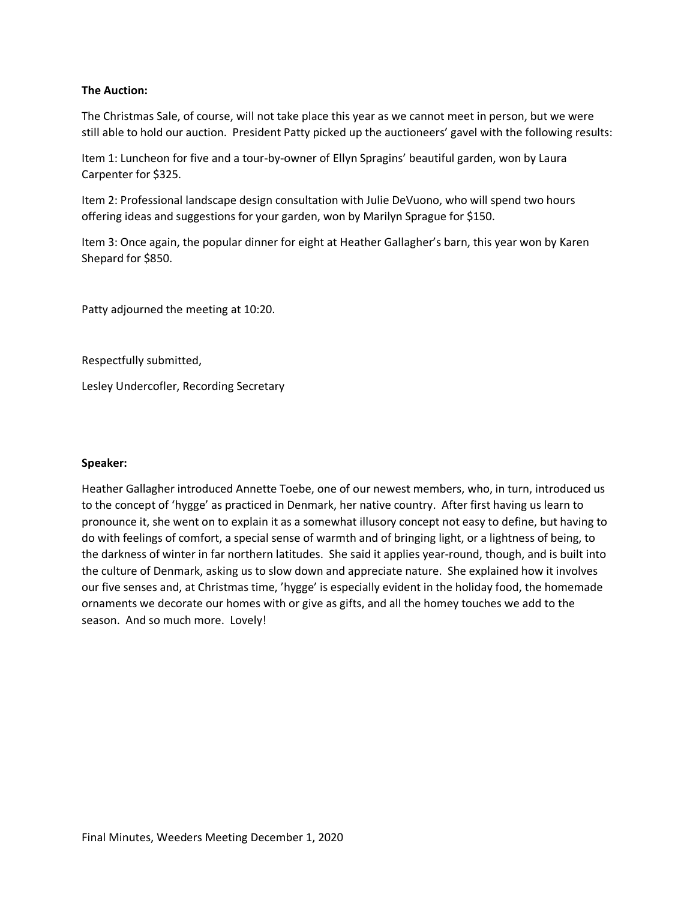**The Auction:**

The Christmas Sale, of course, will not take place this year as we cannot meet in person, but we were still able to hold our auction. President Patty picked up the auctioneers' gavel with the following results:

Item 1: Luncheon for five and a tour-by-owner of Ellyn Spragins' beautiful garden, won by Laura Carpenter for $325.

Item 2: Professional landscape design consultation with Julie DeVuono, who will spend two hours offering ideas and suggestions for your garden, won by Marilyn Sprague for $150.

Item 3: Once again, the popular dinner for eight at Heather Gallagher's barn, this year won by Karen Shepard for $850.

Patty adjourned the meeting at 10:20.

Respectfully submitted,

Lesley Undercofler, Recording Secretary

**Speaker:**

Heather Gallagher introduced Annette Toebe, one of our newest members, who, in turn, introduced us to the concept of 'hygge' as practiced in Denmark, her native country. After first having us learn to pronounce it, she went on to explain it as a somewhat illusory concept not easy to define, but having to do with feelings of comfort, a special sense of warmth and of bringing light, or a lightness of being, to the darkness of winter in far northern latitudes. She said it applies year-round, though, and is built into the culture of Denmark, asking us to slow down and appreciate nature. She explained how it involves our five senses and, at Christmas time, 'hygge' is especially evident in the holiday food, the homemade ornaments we decorate our homes with or give as gifts, and all the homey touches we add to the season. And so much more. Lovely!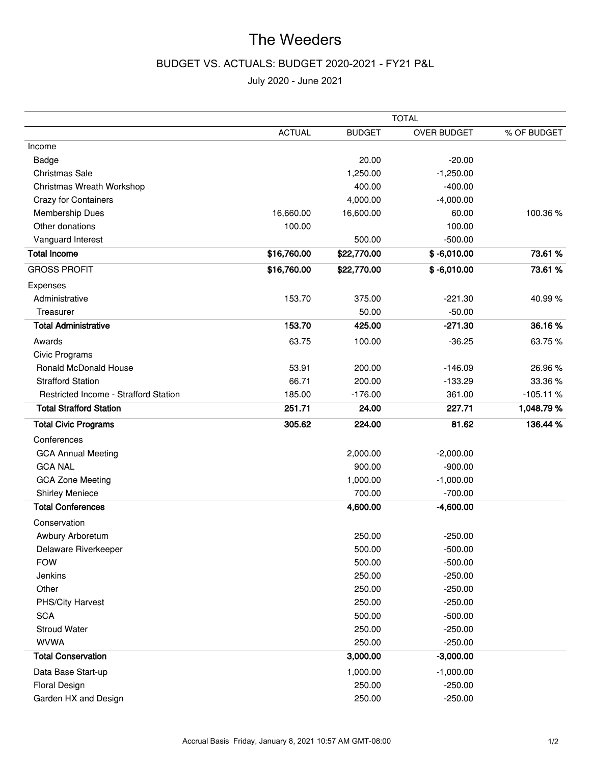# The Weeders

## BUDGET VS. ACTUALS: BUDGET 2020-2021 - FY21 P&L

July 2020 - June 2021

| | TOTAL | | | |
|---|---|---|---|---|
| | ACTUAL | BUDGET | OVER BUDGET | % OF BUDGET |
| Income | | | | |
| Badge | | 20.00 | -20.00 | |
| Christmas Sale | | 1,250.00 | -1,250.00 | |
| Christmas Wreath Workshop | | 400.00 | -400.00 | |
| Crazy for Containers | | 4,000.00 | -4,000.00 | |
| Membership Dues | 16,660.00 | 16,600.00 | 60.00 | 100.36 % |
| Other donations | 100.00 | | 100.00 | |
| Vanguard Interest | | 500.00 | -500.00 | |
| **Total Income** | **$16,760.00** | **$22,770.00** | **$ -6,010.00** | **73.61 %** |
| GROSS PROFIT | **$16,760.00** | **$22,770.00** | **$ -6,010.00** | **73.61 %** |
| Expenses | | | | |
| Administrative | 153.70 | 375.00 | -221.30 | 40.99 % |
| Treasurer | | 50.00 | -50.00 | |
| **Total Administrative** | **153.70** | **425.00** | **-271.30** | **36.16 %** |
| Awards | 63.75 | 100.00 | -36.25 | 63.75 % |
| Civic Programs | | | | |
| Ronald McDonald House | 53.91 | 200.00 | -146.09 | 26.96 % |
| Strafford Station | 66.71 | 200.00 | -133.29 | 33.36 % |
| Restricted Income - Strafford Station | 185.00 | -176.00 | 361.00 | -105.11 % |
| **Total Strafford Station** | **251.71** | **24.00** | **227.71** | **1,048.79 %** |
| **Total Civic Programs** | **305.62** | **224.00** | **81.62** | **136.44 %** |
| Conferences | | | | |
| GCA Annual Meeting | | 2,000.00 | -2,000.00 | |
| GCA NAL | | 900.00 | -900.00 | |
| GCA Zone Meeting | | 1,000.00 | -1,000.00 | |
| Shirley Meniece | | 700.00 | -700.00 | |
| **Total Conferences** | | **4,600.00** | **-4,600.00** | |
| Conservation | | | | |
| Awbury Arboretum | | 250.00 | -250.00 | |
| Delaware Riverkeeper | | 500.00 | -500.00 | |
| FOW | | 500.00 | -500.00 | |
| Jenkins | | 250.00 | -250.00 | |
| Other | | 250.00 | -250.00 | |
| PHS/City Harvest | | 250.00 | -250.00 | |
| SCA | | 500.00 | -500.00 | |
| Stroud Water | | 250.00 | -250.00 | |
| WVWA | | 250.00 | -250.00 | |
| **Total Conservation** | | **3,000.00** | **-3,000.00** | |
| Data Base Start-up | | 1,000.00 | -1,000.00 | |
| Floral Design | | 250.00 | -250.00 | |
| Garden HX and Design | | 250.00 | -250.00 | |

Accrual Basis Friday, January 8, 2021 10:57 AM GMT-08:00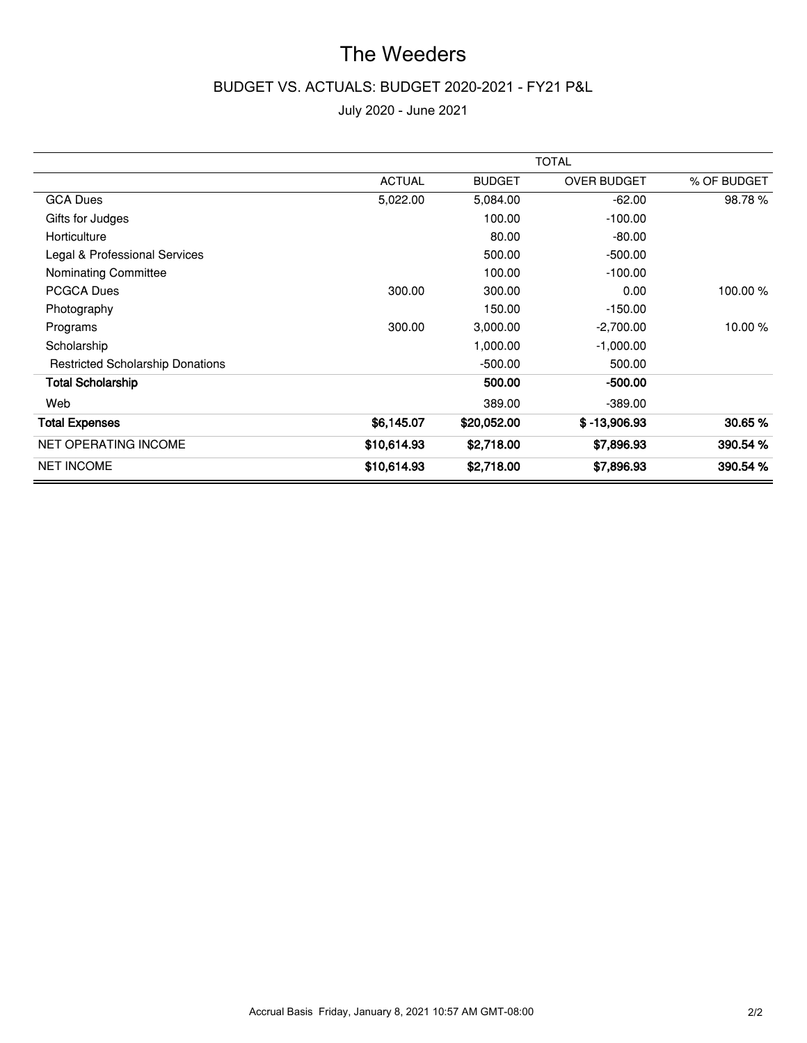# The Weeders

## BUDGET VS. ACTUALS: BUDGET 2020-2021 - FY21 P&L

July 2020 - June 2021

| | TOTAL | | | |
|---|---|---|---|---|
| | ACTUAL | BUDGET | OVER BUDGET | % OF BUDGET |
| GCA Dues | 5,022.00 | 5,084.00 | -62.00 | 98.78 % |
| Gifts for Judges | | 100.00 | -100.00 | |
| Horticulture | | 80.00 | -80.00 | |
| Legal & Professional Services | | 500.00 | -500.00 | |
| Nominating Committee | | 100.00 | -100.00 | |
| PCGCA Dues | 300.00 | 300.00 | 0.00 | 100.00 % |
| Photography | | 150.00 | -150.00 | |
| Programs | 300.00 | 3,000.00 | -2,700.00 | 10.00 % |
| Scholarship | | 1,000.00 | -1,000.00 | |
| Restricted Scholarship Donations | | -500.00 | 500.00 | |
| **Total Scholarship** | | **500.00** | **-500.00** | |
| Web | | 389.00 | -389.00 | |
| **Total Expenses** | **$6,145.07** | **$20,052.00** | **$ -13,906.93** | **30.65 %** |
| NET OPERATING INCOME | **$10,614.93** | **$2,718.00** | **$7,896.93** | **390.54 %** |
| NET INCOME | **$10,614.93** | **$2,718.00** | **$7,896.93** | **390.54 %** |

Accrual Basis Friday, January 8, 2021 10:57 AM GMT-08:00